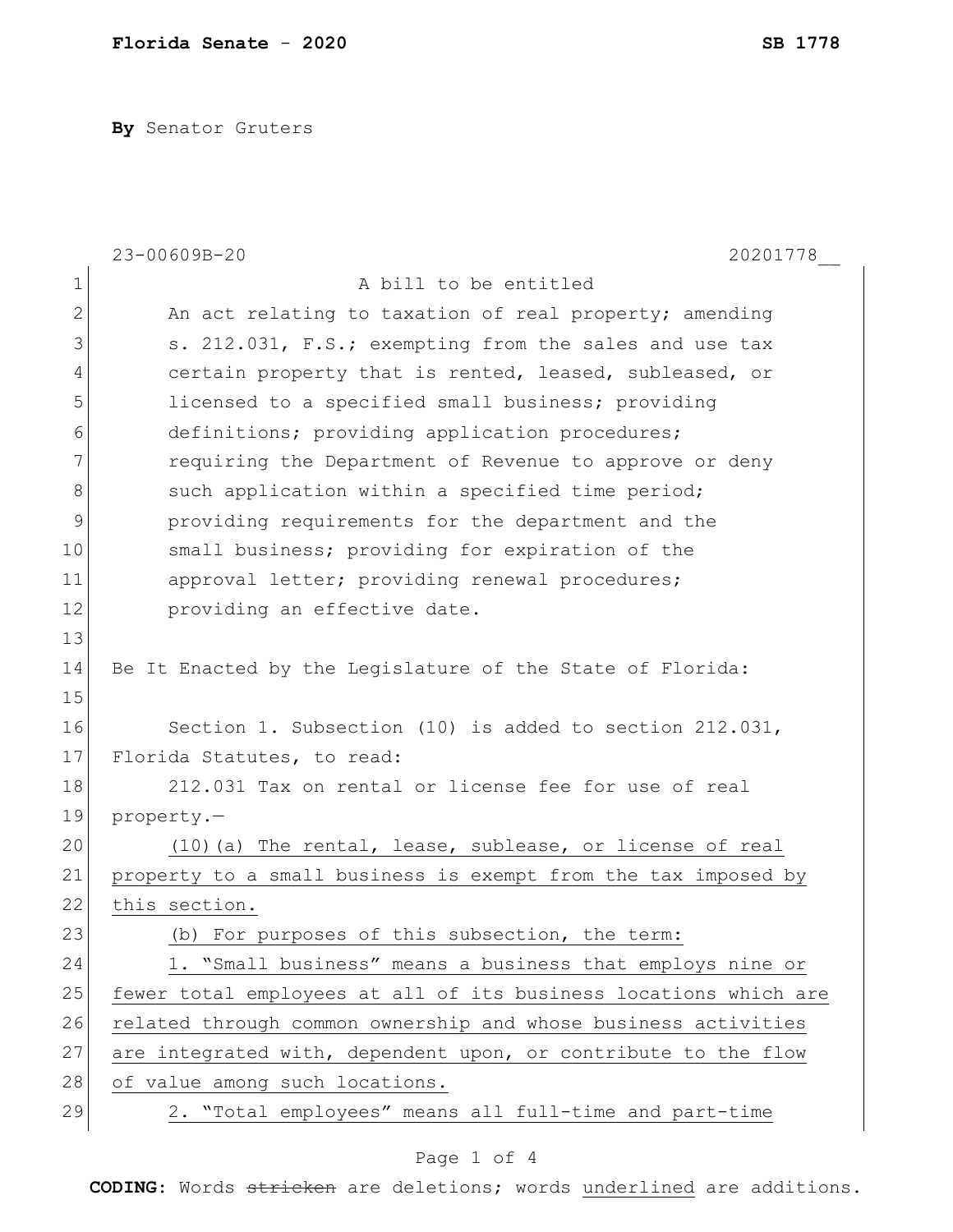By Senator Gruters

23-00609B-20 20201778__

A bill to be entitled

An act relating to taxation of real property; amending s. 212.031, F.S.; exempting from the sales and use tax certain property that is rented, leased, subleased, or licensed to a specified small business; providing definitions; providing application procedures; requiring the Department of Revenue to approve or deny such application within a specified time period; providing requirements for the department and the small business; providing for expiration of the approval letter; providing renewal procedures; providing an effective date.

Be It Enacted by the Legislature of the State of Florida:

Section 1. Subsection (10) is added to section 212.031, Florida Statutes, to read:

212.031 Tax on rental or license fee for use of real property.—

<u>(10)(a) The rental, lease, sublease, or license of real property to a small business is exempt from the tax imposed by this section.</u>

<u>(b) For purposes of this subsection, the term:</u>

<u>1. "Small business" means a business that employs nine or fewer total employees at all of its business locations which are related through common ownership and whose business activities are integrated with, dependent upon, or contribute to the flow of value among such locations.</u>

<u>2. "Total employees" means all full-time and part-time</u>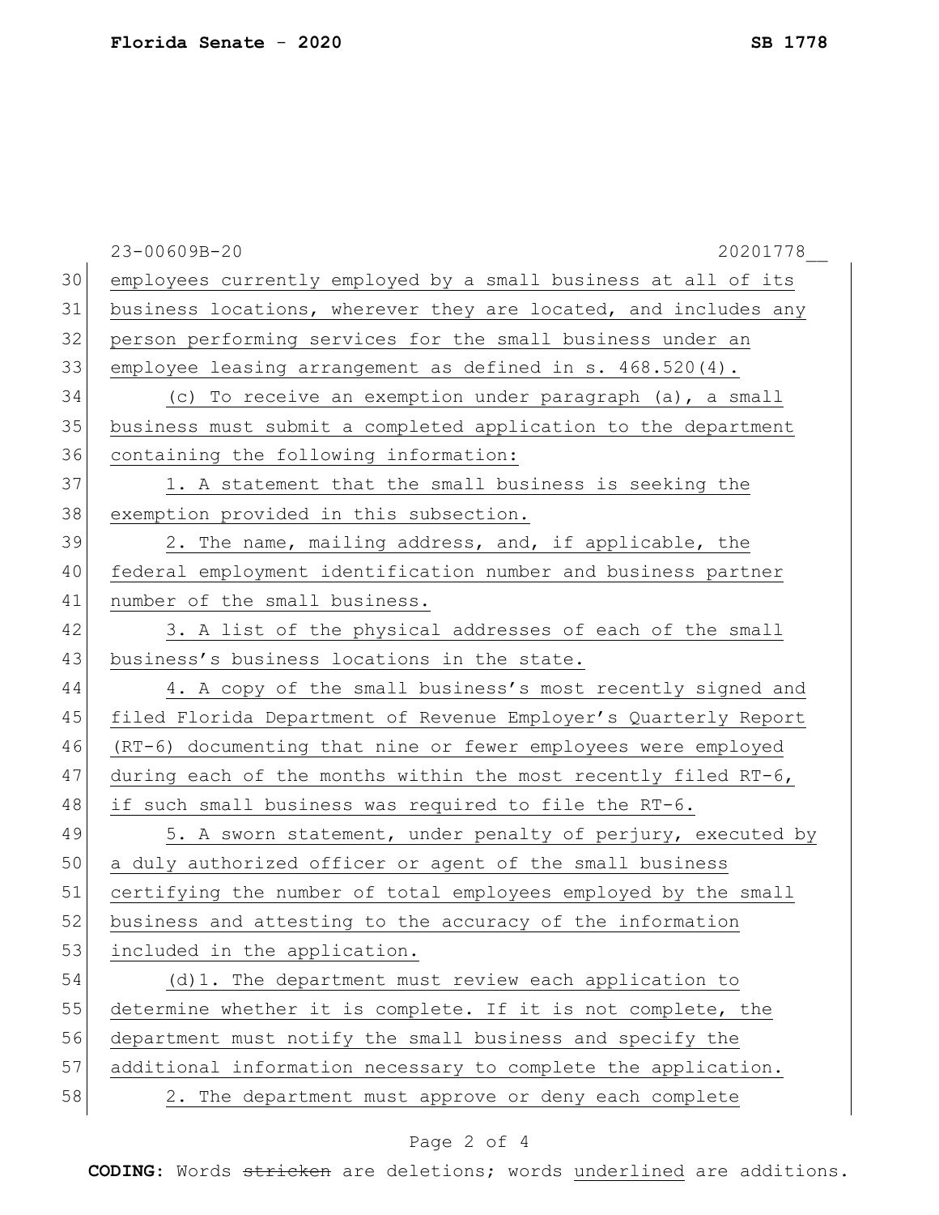employees currently employed by a small business at all of its business locations, wherever they are located, and includes any person performing services for the small business under an employee leasing arrangement as defined in s. 468.520(4).

(c) To receive an exemption under paragraph (a), a small business must submit a completed application to the department containing the following information:

1. A statement that the small business is seeking the exemption provided in this subsection.

2. The name, mailing address, and, if applicable, the federal employment identification number and business partner number of the small business.

3. A list of the physical addresses of each of the small business's business locations in the state.

4. A copy of the small business's most recently signed and filed Florida Department of Revenue Employer's Quarterly Report (RT-6) documenting that nine or fewer employees were employed during each of the months within the most recently filed RT-6, if such small business was required to file the RT-6.

5. A sworn statement, under penalty of perjury, executed by a duly authorized officer or agent of the small business certifying the number of total employees employed by the small business and attesting to the accuracy of the information included in the application.

(d)1. The department must review each application to determine whether it is complete. If it is not complete, the department must notify the small business and specify the additional information necessary to complete the application.

2. The department must approve or deny each complete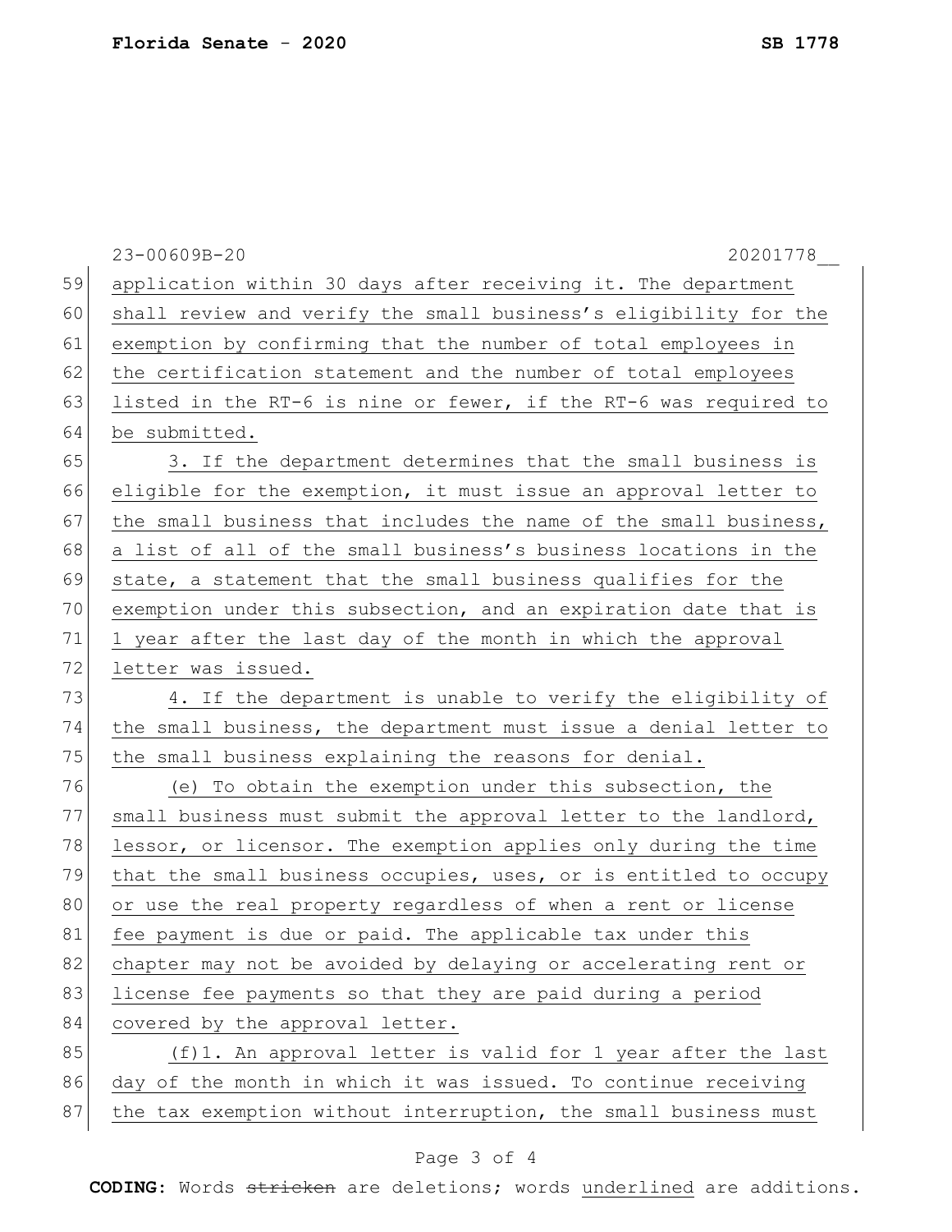application within 30 days after receiving it. The department shall review and verify the small business's eligibility for the exemption by confirming that the number of total employees in the certification statement and the number of total employees listed in the RT-6 is nine or fewer, if the RT-6 was required to be submitted.

3. If the department determines that the small business is eligible for the exemption, it must issue an approval letter to the small business that includes the name of the small business, a list of all of the small business's business locations in the state, a statement that the small business qualifies for the exemption under this subsection, and an expiration date that is 1 year after the last day of the month in which the approval letter was issued.

4. If the department is unable to verify the eligibility of the small business, the department must issue a denial letter to the small business explaining the reasons for denial.

(e) To obtain the exemption under this subsection, the small business must submit the approval letter to the landlord, lessor, or licensor. The exemption applies only during the time that the small business occupies, uses, or is entitled to occupy or use the real property regardless of when a rent or license fee payment is due or paid. The applicable tax under this chapter may not be avoided by delaying or accelerating rent or license fee payments so that they are paid during a period covered by the approval letter.

(f)1. An approval letter is valid for 1 year after the last day of the month in which it was issued. To continue receiving the tax exemption without interruption, the small business must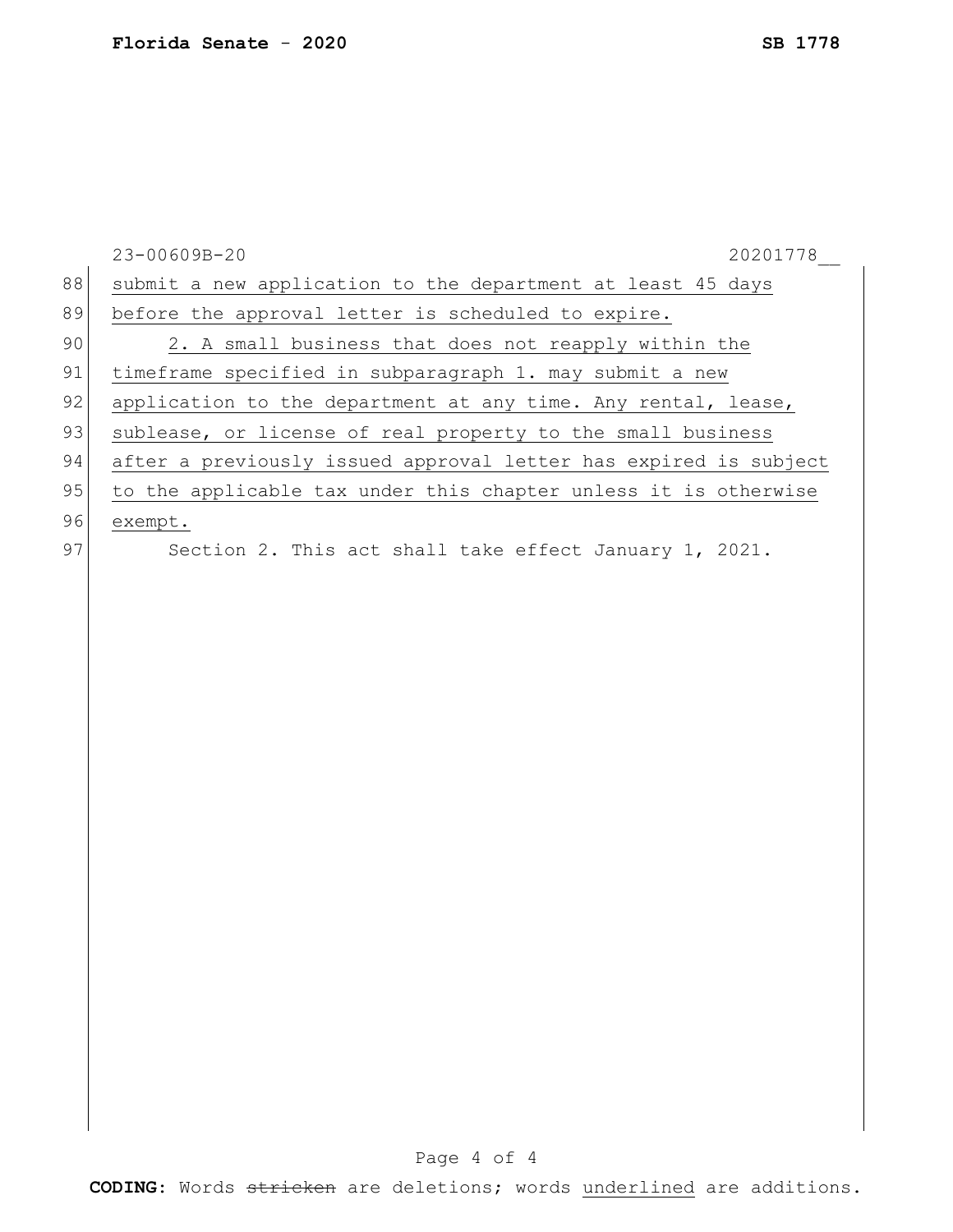submit a new application to the department at least 45 days before the approval letter is scheduled to expire.

2. A small business that does not reapply within the timeframe specified in subparagraph 1. may submit a new application to the department at any time. Any rental, lease, sublease, or license of real property to the small business after a previously issued approval letter has expired is subject to the applicable tax under this chapter unless it is otherwise exempt.

Section 2. This act shall take effect January 1, 2021.